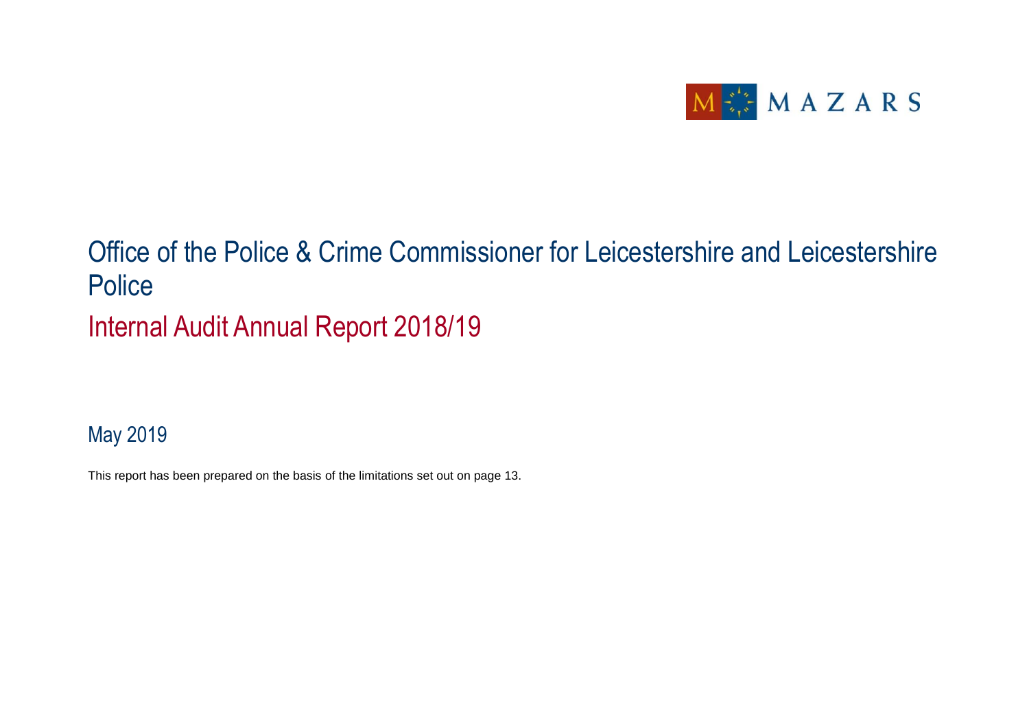MAZARS

# Office of the Police & Crime Commissioner for Leicestershire and Leicestershire Police

## Internal Audit Annual Report 2018/19

May 2019

This report has been prepared on the basis of the limitations set out on page 13.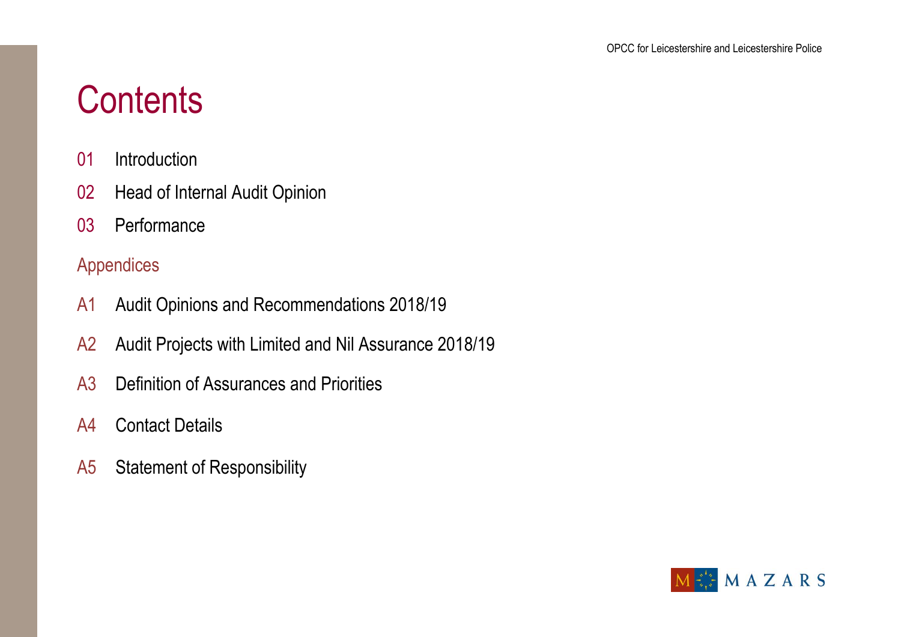# Contents

01 Introduction

02 Head of Internal Audit Opinion

03 Performance

## Appendices

A1 Audit Opinions and Recommendations 2018/19

A2 Audit Projects with Limited and Nil Assurance 2018/19

A3 Definition of Assurances and Priorities

A4 Contact Details

A5 Statement of Responsibility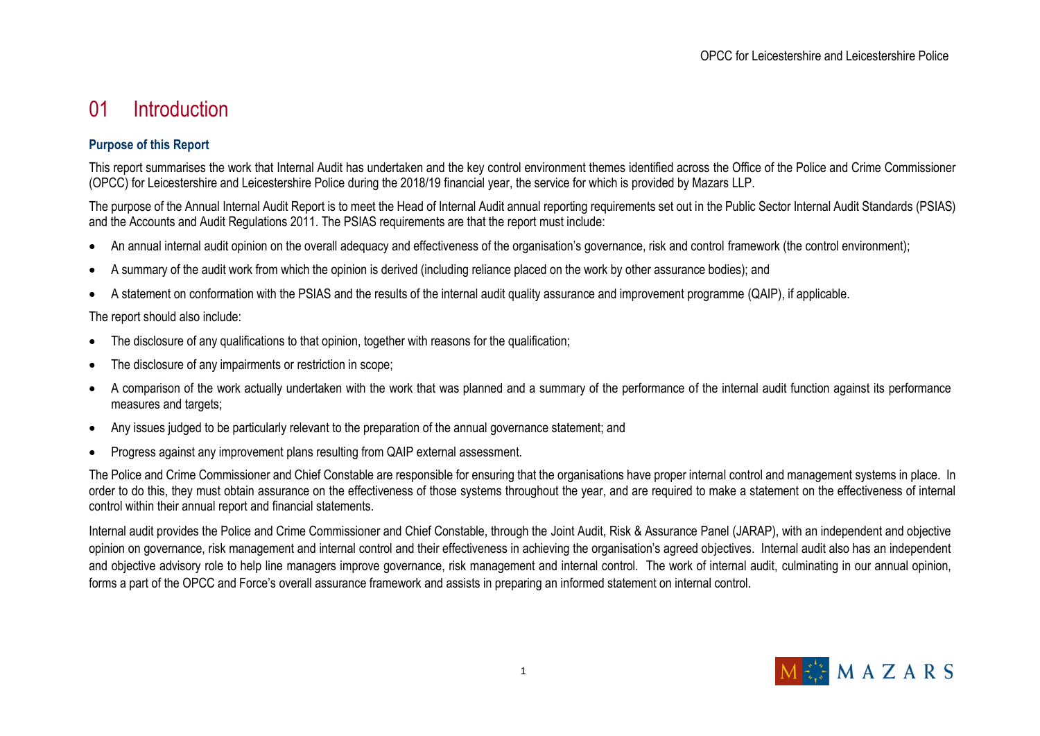# 01 Introduction

## Purpose of this Report

This report summarises the work that Internal Audit has undertaken and the key control environment themes identified across the Office of the Police and Crime Commissioner (OPCC) for Leicestershire and Leicestershire Police during the 2018/19 financial year, the service for which is provided by Mazars LLP.

The purpose of the Annual Internal Audit Report is to meet the Head of Internal Audit annual reporting requirements set out in the Public Sector Internal Audit Standards (PSIAS) and the Accounts and Audit Regulations 2011. The PSIAS requirements are that the report must include:

- An annual internal audit opinion on the overall adequacy and effectiveness of the organisation's governance, risk and control framework (the control environment);
- A summary of the audit work from which the opinion is derived (including reliance placed on the work by other assurance bodies); and
- A statement on conformation with the PSIAS and the results of the internal audit quality assurance and improvement programme (QAIP), if applicable.

The report should also include:

- The disclosure of any qualifications to that opinion, together with reasons for the qualification;
- The disclosure of any impairments or restriction in scope;
- A comparison of the work actually undertaken with the work that was planned and a summary of the performance of the internal audit function against its performance measures and targets;
- Any issues judged to be particularly relevant to the preparation of the annual governance statement; and
- Progress against any improvement plans resulting from QAIP external assessment.

The Police and Crime Commissioner and Chief Constable are responsible for ensuring that the organisations have proper internal control and management systems in place. In order to do this, they must obtain assurance on the effectiveness of those systems throughout the year, and are required to make a statement on the effectiveness of internal control within their annual report and financial statements.

Internal audit provides the Police and Crime Commissioner and Chief Constable, through the Joint Audit, Risk & Assurance Panel (JARAP), with an independent and objective opinion on governance, risk management and internal control and their effectiveness in achieving the organisation's agreed objectives. Internal audit also has an independent and objective advisory role to help line managers improve governance, risk management and internal control. The work of internal audit, culminating in our annual opinion, forms a part of the OPCC and Force's overall assurance framework and assists in preparing an informed statement on internal control.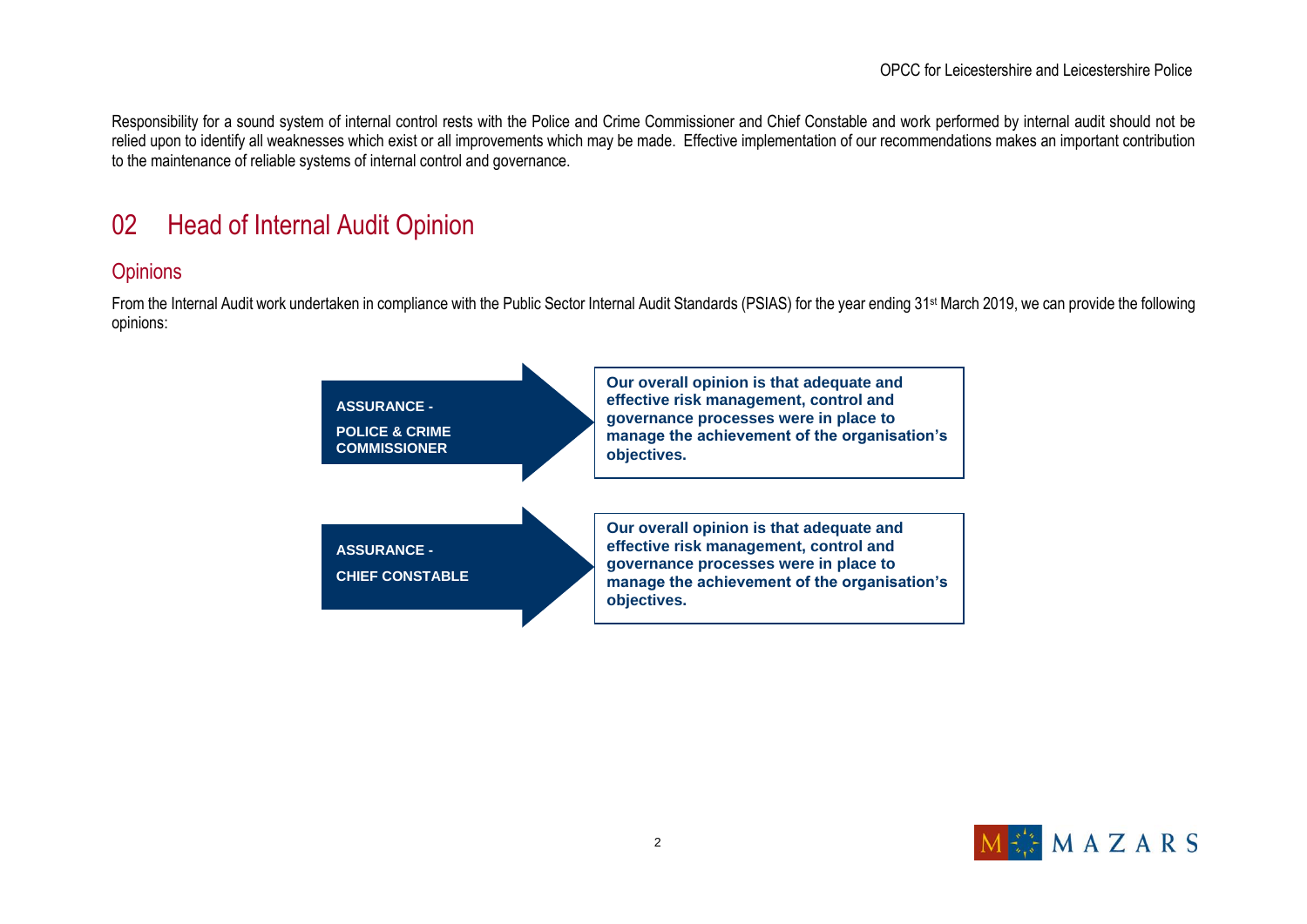Responsibility for a sound system of internal control rests with the Police and Crime Commissioner and Chief Constable and work performed by internal audit should not be relied upon to identify all weaknesses which exist or all improvements which may be made. Effective implementation of our recommendations makes an important contribution to the maintenance of reliable systems of internal control and governance.

# 02 Head of Internal Audit Opinion

## Opinions

From the Internal Audit work undertaken in compliance with the Public Sector Internal Audit Standards (PSIAS) for the year ending 31st March 2019, we can provide the following opinions:

**ASSURANCE - POLICE & CRIME COMMISSIONER**

**Our overall opinion is that adequate and effective risk management, control and governance processes were in place to manage the achievement of the organisation's objectives.**

**ASSURANCE - CHIEF CONSTABLE**

**Our overall opinion is that adequate and effective risk management, control and governance processes were in place to manage the achievement of the organisation's objectives.**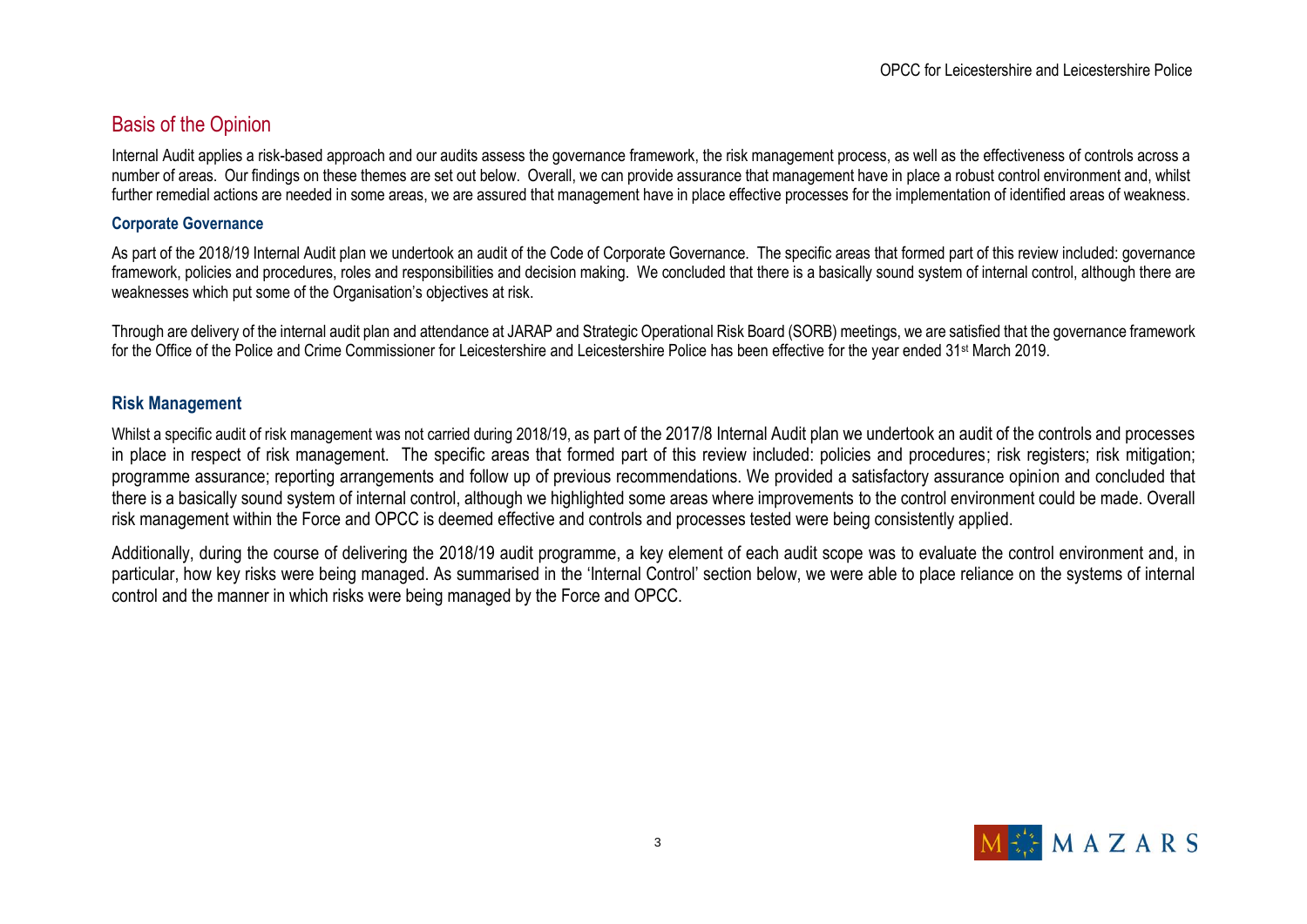## Basis of the Opinion

Internal Audit applies a risk-based approach and our audits assess the governance framework, the risk management process, as well as the effectiveness of controls across a number of areas. Our findings on these themes are set out below. Overall, we can provide assurance that management have in place a robust control environment and, whilst further remedial actions are needed in some areas, we are assured that management have in place effective processes for the implementation of identified areas of weakness.

### Corporate Governance

As part of the 2018/19 Internal Audit plan we undertook an audit of the Code of Corporate Governance. The specific areas that formed part of this review included: governance framework, policies and procedures, roles and responsibilities and decision making. We concluded that there is a basically sound system of internal control, although there are weaknesses which put some of the Organisation's objectives at risk.

Through are delivery of the internal audit plan and attendance at JARAP and Strategic Operational Risk Board (SORB) meetings, we are satisfied that the governance framework for the Office of the Police and Crime Commissioner for Leicestershire and Leicestershire Police has been effective for the year ended 31st March 2019.

### Risk Management

Whilst a specific audit of risk management was not carried during 2018/19, as part of the 2017/8 Internal Audit plan we undertook an audit of the controls and processes in place in respect of risk management. The specific areas that formed part of this review included: policies and procedures; risk registers; risk mitigation; programme assurance; reporting arrangements and follow up of previous recommendations. We provided a satisfactory assurance opinion and concluded that there is a basically sound system of internal control, although we highlighted some areas where improvements to the control environment could be made. Overall risk management within the Force and OPCC is deemed effective and controls and processes tested were being consistently applied.

Additionally, during the course of delivering the 2018/19 audit programme, a key element of each audit scope was to evaluate the control environment and, in particular, how key risks were being managed. As summarised in the 'Internal Control' section below, we were able to place reliance on the systems of internal control and the manner in which risks were being managed by the Force and OPCC.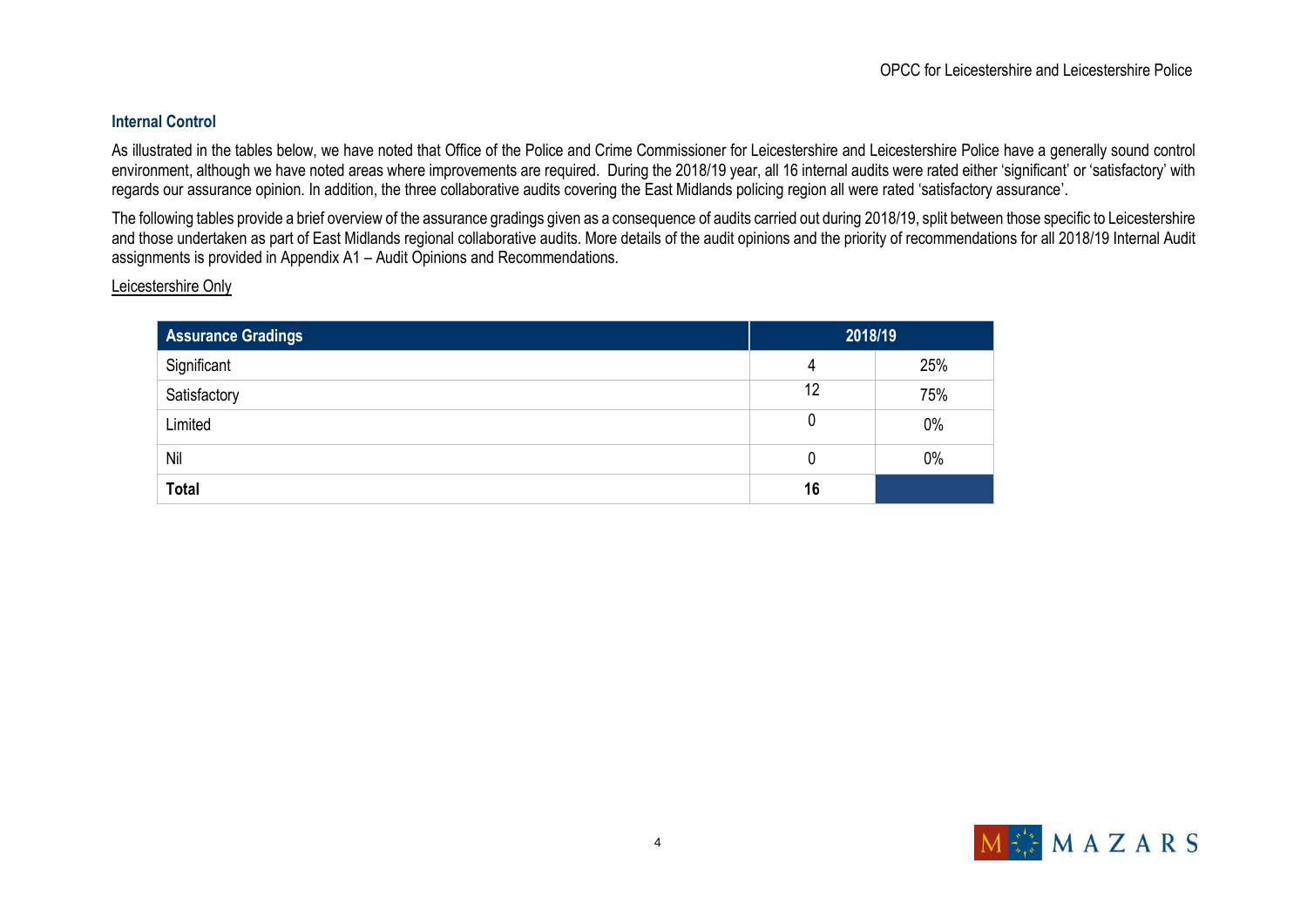## Internal Control

As illustrated in the tables below, we have noted that Office of the Police and Crime Commissioner for Leicestershire and Leicestershire Police have a generally sound control environment, although we have noted areas where improvements are required. During the 2018/19 year, all 16 internal audits were rated either 'significant' or 'satisfactory' with regards our assurance opinion. In addition, the three collaborative audits covering the East Midlands policing region all were rated 'satisfactory assurance'.

The following tables provide a brief overview of the assurance gradings given as a consequence of audits carried out during 2018/19, split between those specific to Leicestershire and those undertaken as part of East Midlands regional collaborative audits. More details of the audit opinions and the priority of recommendations for all 2018/19 Internal Audit assignments is provided in Appendix A1 – Audit Opinions and Recommendations.

Leicestershire Only

| Assurance Gradings | 2018/19 | |
|---|---|---|
| Significant | 4 | 25% |
| Satisfactory | 12 | 75% |
| Limited | 0 | 0% |
| Nil | 0 | 0% |
| **Total** | **16** | |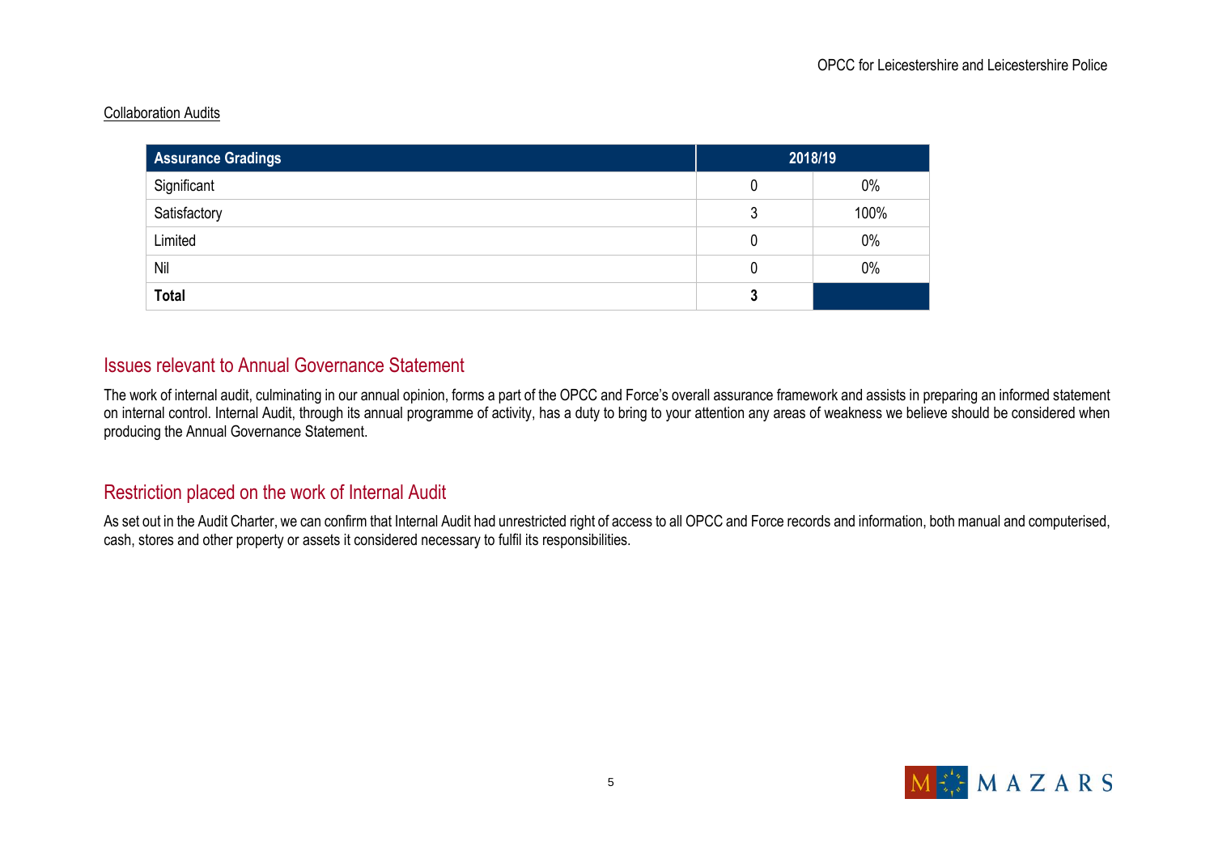Collaboration Audits

| Assurance Gradings | 2018/19 | |
|---|---|---|
| Significant | 0 | 0% |
| Satisfactory | 3 | 100% |
| Limited | 0 | 0% |
| Nil | 0 | 0% |
| **Total** | **3** | |

## Issues relevant to Annual Governance Statement

The work of internal audit, culminating in our annual opinion, forms a part of the OPCC and Force's overall assurance framework and assists in preparing an informed statement on internal control. Internal Audit, through its annual programme of activity, has a duty to bring to your attention any areas of weakness we believe should be considered when producing the Annual Governance Statement.

## Restriction placed on the work of Internal Audit

As set out in the Audit Charter, we can confirm that Internal Audit had unrestricted right of access to all OPCC and Force records and information, both manual and computerised, cash, stores and other property or assets it considered necessary to fulfil its responsibilities.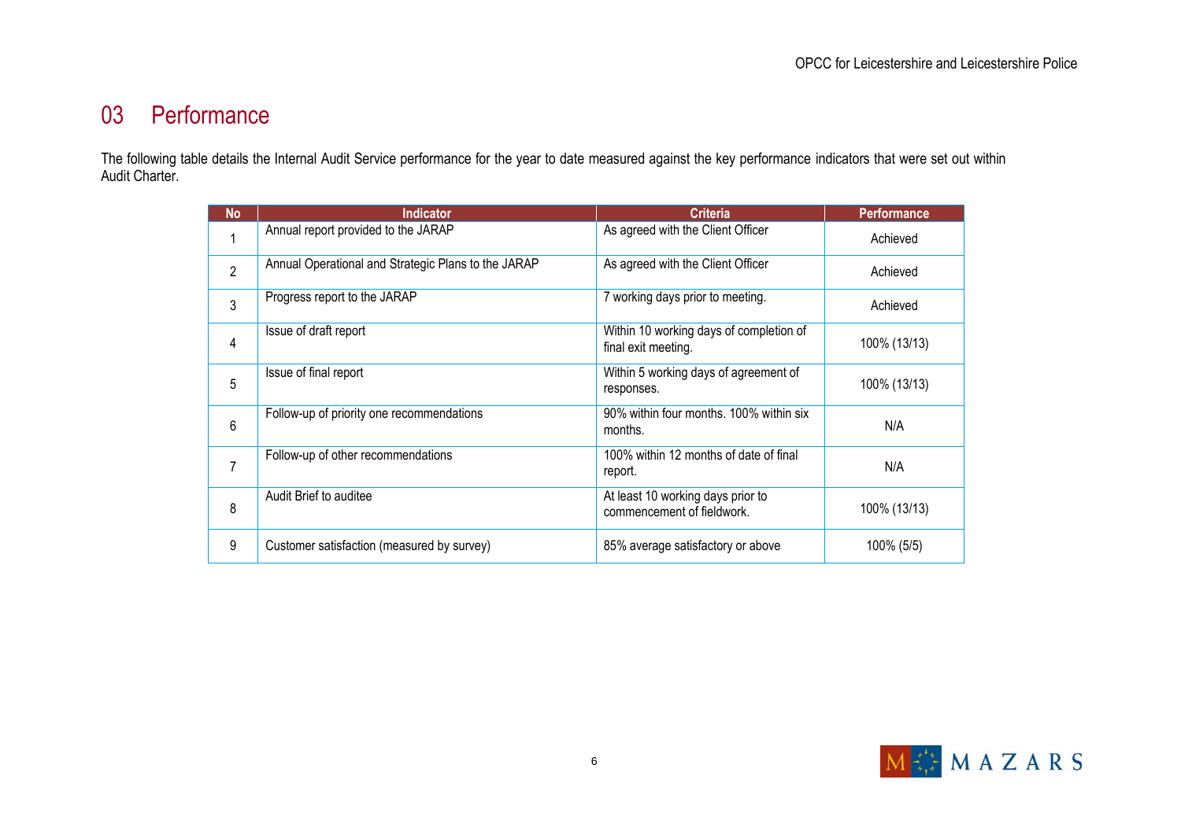# 03 Performance

The following table details the Internal Audit Service performance for the year to date measured against the key performance indicators that were set out within Audit Charter.

| No | Indicator | Criteria | Performance |
|---|---|---|---|
| 1 | Annual report provided to the JARAP | As agreed with the Client Officer | Achieved |
| 2 | Annual Operational and Strategic Plans to the JARAP | As agreed with the Client Officer | Achieved |
| 3 | Progress report to the JARAP | 7 working days prior to meeting. | Achieved |
| 4 | Issue of draft report | Within 10 working days of completion of final exit meeting. | 100% (13/13) |
| 5 | Issue of final report | Within 5 working days of agreement of responses. | 100% (13/13) |
| 6 | Follow-up of priority one recommendations | 90% within four months. 100% within six months. | N/A |
| 7 | Follow-up of other recommendations | 100% within 12 months of date of final report. | N/A |
| 8 | Audit Brief to auditee | At least 10 working days prior to commencement of fieldwork. | 100% (13/13) |
| 9 | Customer satisfaction (measured by survey) | 85% average satisfactory or above | 100% (5/5) |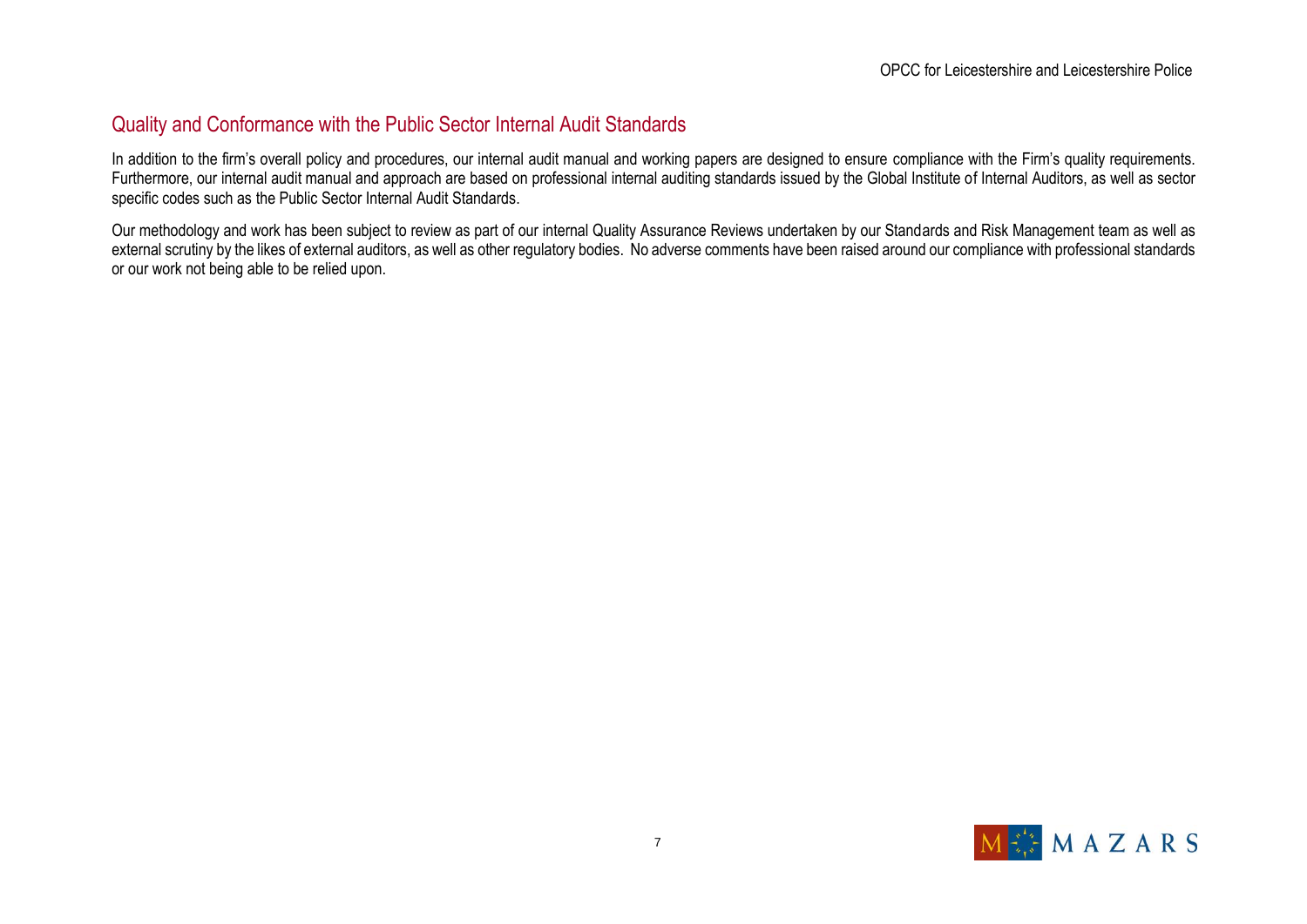## Quality and Conformance with the Public Sector Internal Audit Standards

In addition to the firm's overall policy and procedures, our internal audit manual and working papers are designed to ensure compliance with the Firm's quality requirements. Furthermore, our internal audit manual and approach are based on professional internal auditing standards issued by the Global Institute of Internal Auditors, as well as sector specific codes such as the Public Sector Internal Audit Standards.

Our methodology and work has been subject to review as part of our internal Quality Assurance Reviews undertaken by our Standards and Risk Management team as well as external scrutiny by the likes of external auditors, as well as other regulatory bodies. No adverse comments have been raised around our compliance with professional standards or our work not being able to be relied upon.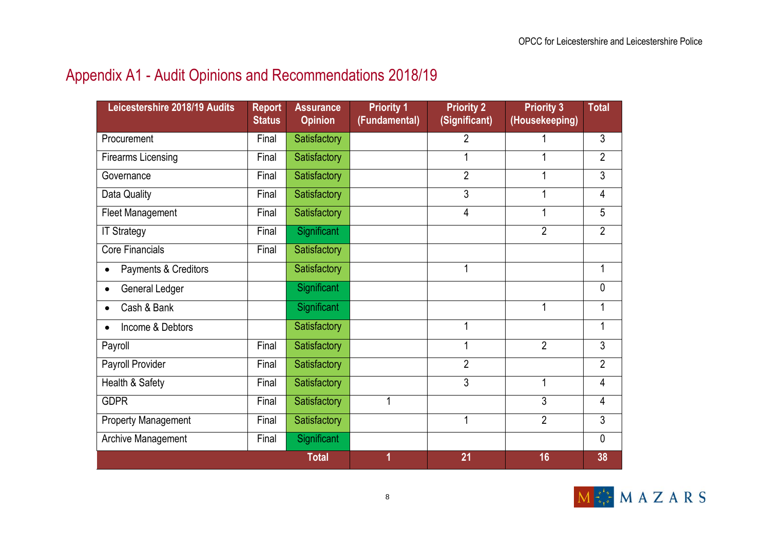# Appendix A1 - Audit Opinions and Recommendations 2018/19

| Leicestershire 2018/19 Audits | Report Status | Assurance Opinion | Priority 1 (Fundamental) | Priority 2 (Significant) | Priority 3 (Housekeeping) | Total |
|---|---|---|---|---|---|---|
| Procurement | Final | Satisfactory | | 2 | 1 | 3 |
| Firearms Licensing | Final | Satisfactory | | 1 | 1 | 2 |
| Governance | Final | Satisfactory | | 2 | 1 | 3 |
| Data Quality | Final | Satisfactory | | 3 | 1 | 4 |
| Fleet Management | Final | Satisfactory | | 4 | 1 | 5 |
| IT Strategy | Final | Significant | | | 2 | 2 |
| Core Financials | Final | Satisfactory | | | | |
| • Payments & Creditors | | Satisfactory | | 1 | | 1 |
| • General Ledger | | Significant | | | | 0 |
| • Cash & Bank | | Significant | | | 1 | 1 |
| • Income & Debtors | | Satisfactory | | 1 | | 1 |
| Payroll | Final | Satisfactory | | 1 | 2 | 3 |
| Payroll Provider | Final | Satisfactory | | 2 | | 2 |
| Health & Safety | Final | Satisfactory | | 3 | 1 | 4 |
| GDPR | Final | Satisfactory | 1 | | 3 | 4 |
| Property Management | Final | Satisfactory | | 1 | 2 | 3 |
| Archive Management | Final | Significant | | | | 0 |
| | | **Total** | **1** | **21** | **16** | **38** |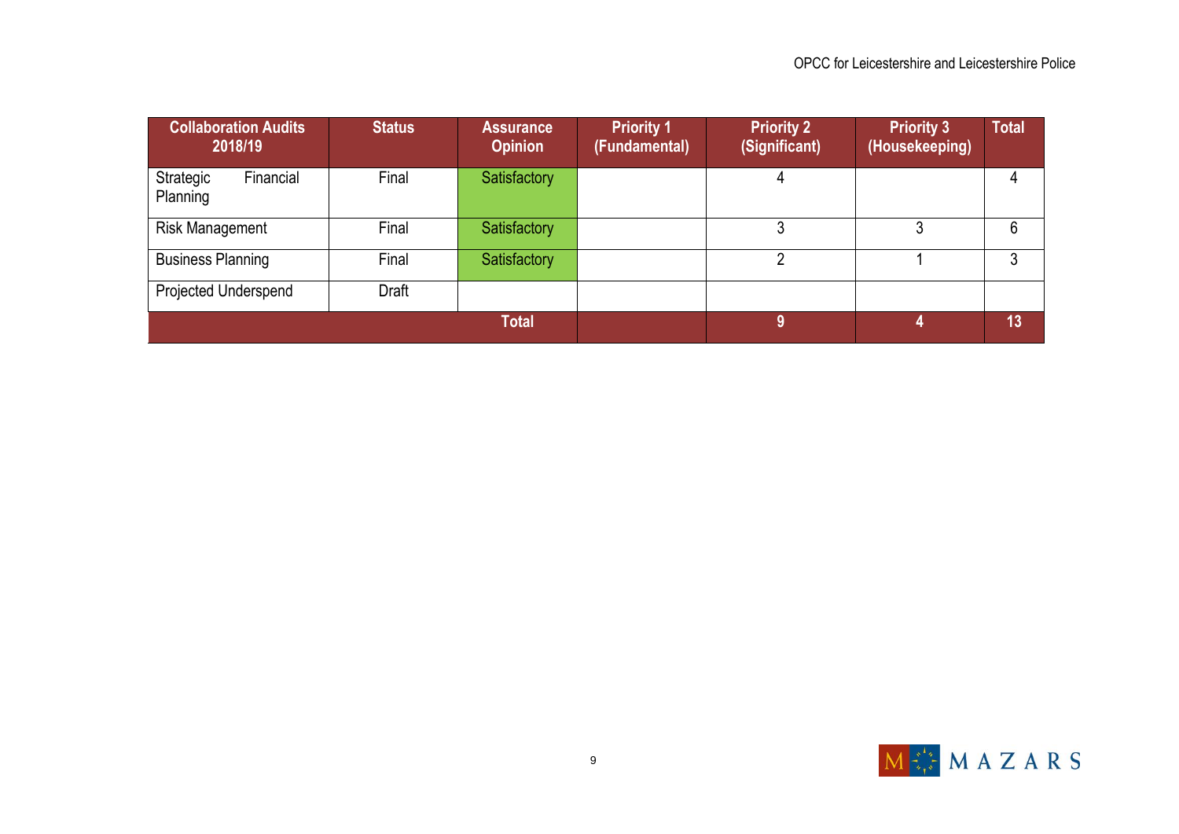| Collaboration Audits 2018/19 | Status | Assurance Opinion | Priority 1 (Fundamental) | Priority 2 (Significant) | Priority 3 (Housekeeping) | Total |
|---|---|---|---|---|---|---|
| Strategic Financial Planning | Final | Satisfactory | | 4 | | 4 |
| Risk Management | Final | Satisfactory | | 3 | 3 | 6 |
| Business Planning | Final | Satisfactory | | 2 | 1 | 3 |
| Projected Underspend | Draft | | | | | |
| | | **Total** | | **9** | **4** | **13** |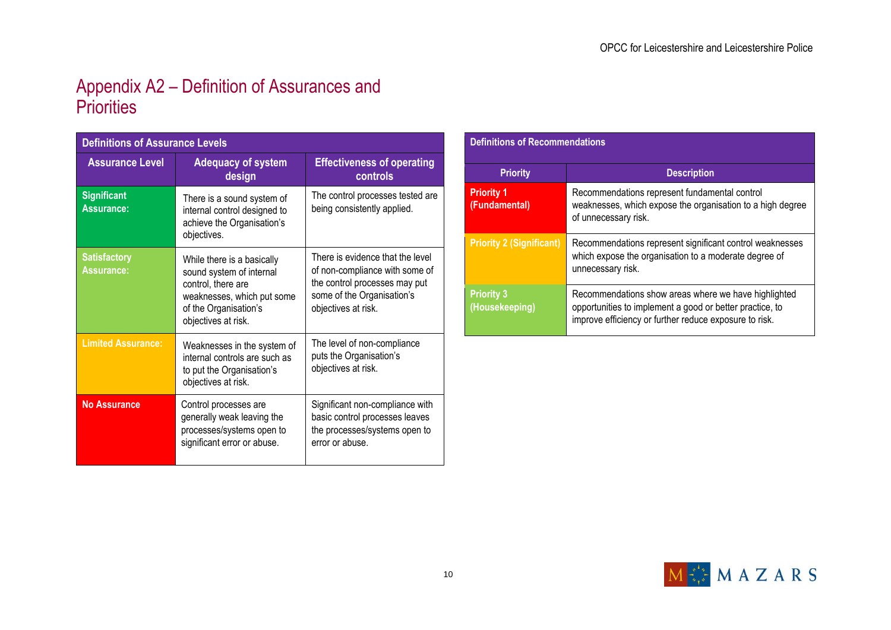# Appendix A2 – Definition of Assurances and Priorities

| Definitions of Assurance Levels | | |
|---|---|---|
| **Assurance Level** | **Adequacy of system design** | **Effectiveness of operating controls** |
| **Significant Assurance:** | There is a sound system of internal control designed to achieve the Organisation's objectives. | The control processes tested are being consistently applied. |
| **Satisfactory Assurance:** | While there is a basically sound system of internal control, there are weaknesses, which put some of the Organisation's objectives at risk. | There is evidence that the level of non-compliance with some of the control processes may put some of the Organisation's objectives at risk. |
| **Limited Assurance:** | Weaknesses in the system of internal controls are such as to put the Organisation's objectives at risk. | The level of non-compliance puts the Organisation's objectives at risk. |
| **No Assurance** | Control processes are generally weak leaving the processes/systems open to significant error or abuse. | Significant non-compliance with basic control processes leaves the processes/systems open to error or abuse. |

| Definitions of Recommendations | |
|---|---|
| **Priority** | **Description** |
| **Priority 1 (Fundamental)** | Recommendations represent fundamental control weaknesses, which expose the organisation to a high degree of unnecessary risk. |
| **Priority 2 (Significant)** | Recommendations represent significant control weaknesses which expose the organisation to a moderate degree of unnecessary risk. |
| **Priority 3 (Housekeeping)** | Recommendations show areas where we have highlighted opportunities to implement a good or better practice, to improve efficiency or further reduce exposure to risk. |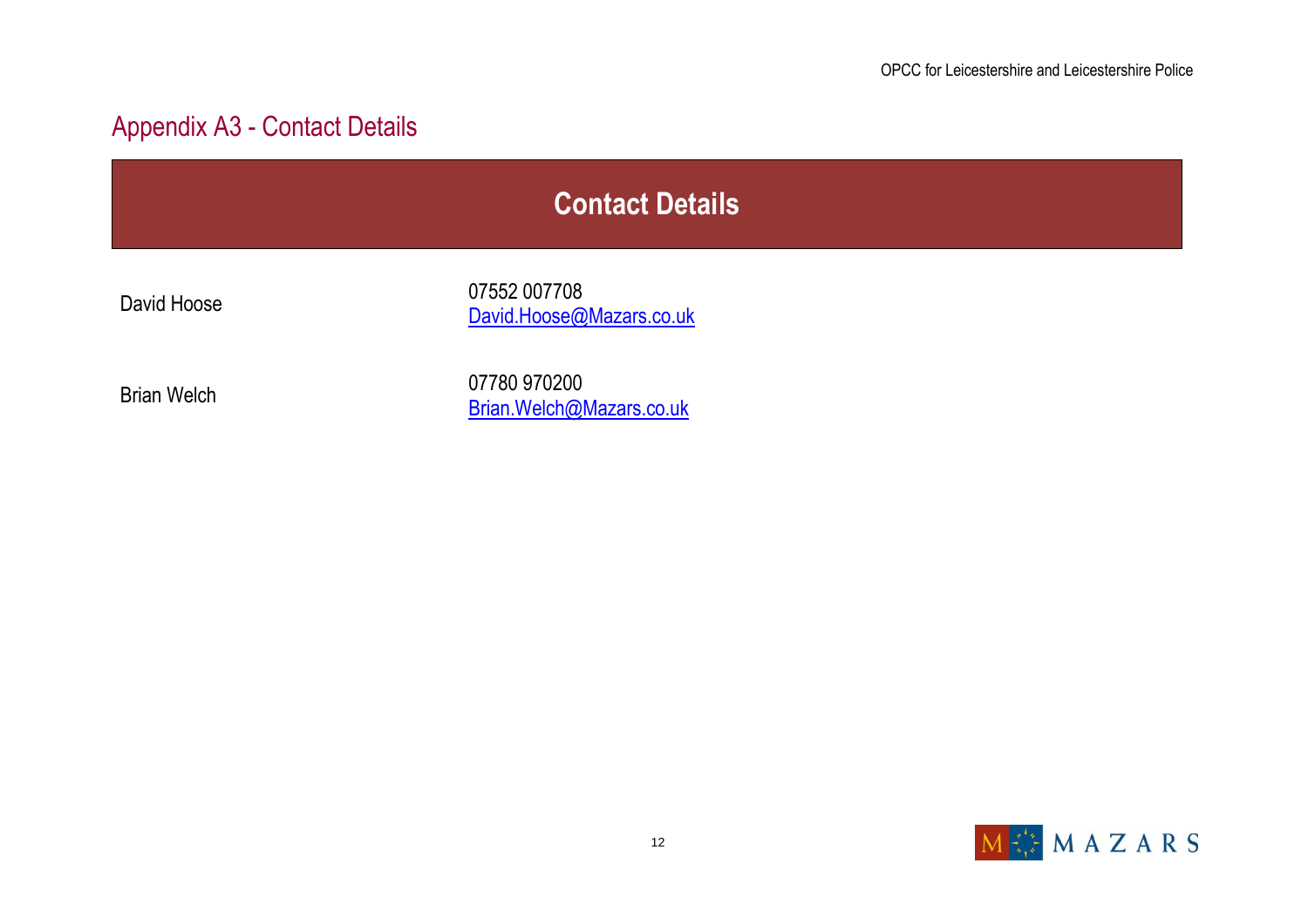## Appendix A3 - Contact Details

| Contact Details | |
|---|---|
| David Hoose | 07552 007708<br>David.Hoose@Mazars.co.uk |
| Brian Welch | 07780 970200<br>Brian.Welch@Mazars.co.uk |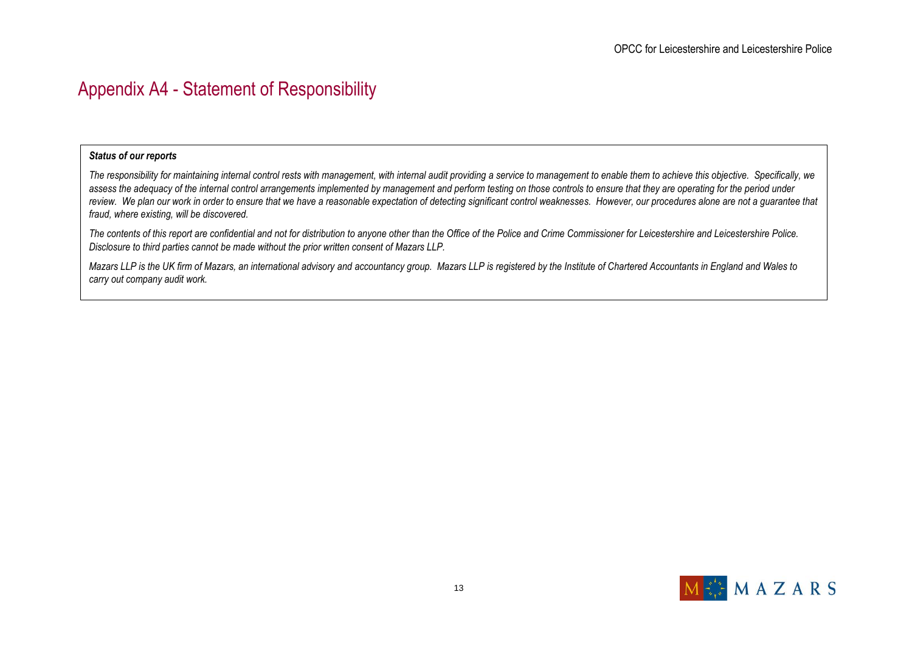# Appendix A4 - Statement of Responsibility

***Status of our reports***

*The responsibility for maintaining internal control rests with management, with internal audit providing a service to management to enable them to achieve this objective. Specifically, we assess the adequacy of the internal control arrangements implemented by management and perform testing on those controls to ensure that they are operating for the period under review. We plan our work in order to ensure that we have a reasonable expectation of detecting significant control weaknesses. However, our procedures alone are not a guarantee that fraud, where existing, will be discovered.*

*The contents of this report are confidential and not for distribution to anyone other than the Office of the Police and Crime Commissioner for Leicestershire and Leicestershire Police. Disclosure to third parties cannot be made without the prior written consent of Mazars LLP.*

*Mazars LLP is the UK firm of Mazars, an international advisory and accountancy group. Mazars LLP is registered by the Institute of Chartered Accountants in England and Wales to carry out company audit work.*